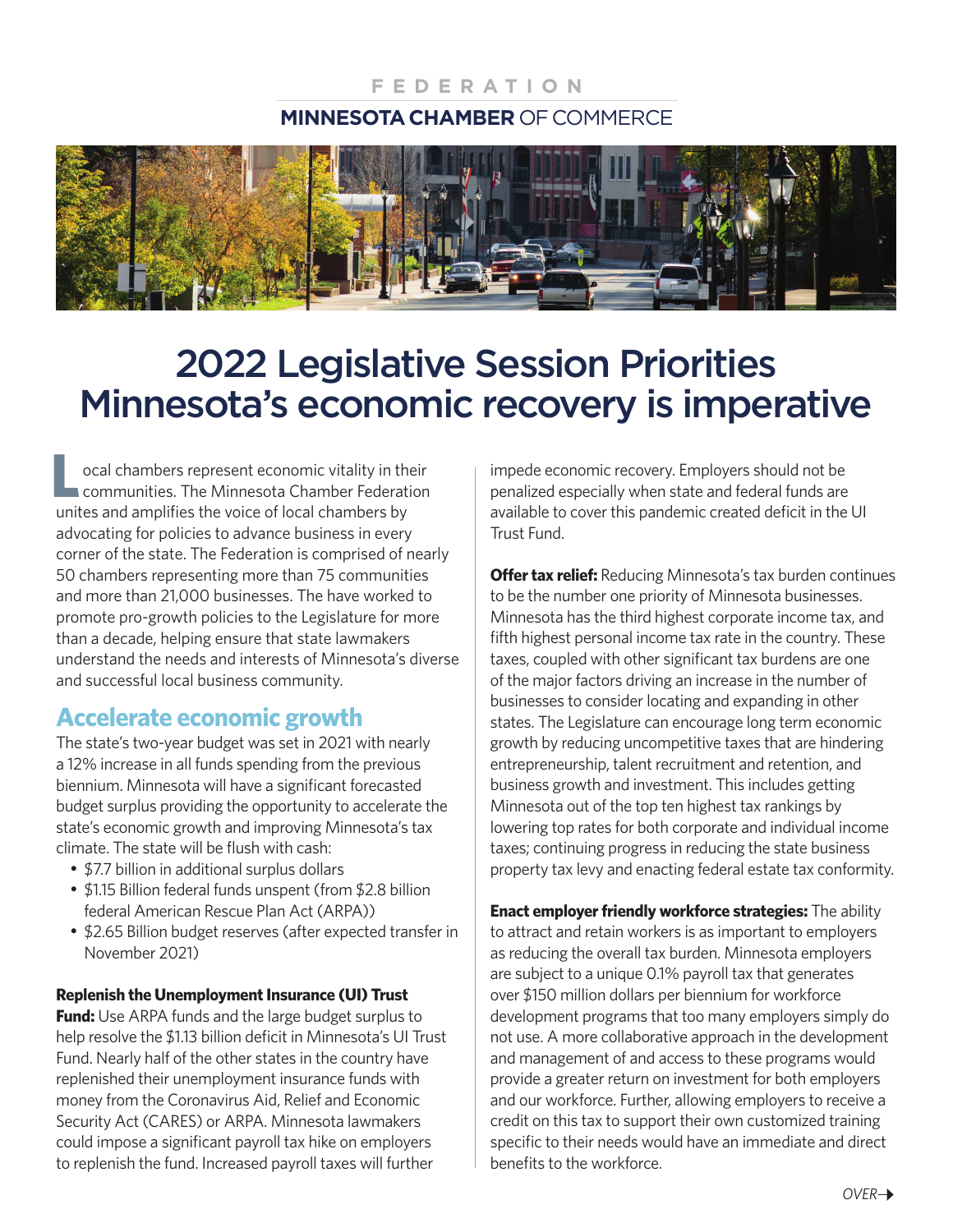FEDERATION

MINNESOTA CHAMBER OF COMMERCE

# 2022 Legislative Session Priorities Minnesota's economic recovery is imperative

Local chambers represent economic vitality in their communities. The Minnesota Chamber Federation unites and amplifies the voice of local chambers by advocating for policies to advance business in every corner of the state. The Federation is comprised of nearly 50 chambers representing more than 75 communities and more than 21,000 businesses. The have worked to promote pro-growth policies to the Legislature for more than a decade, helping ensure that state lawmakers understand the needs and interests of Minnesota's diverse and successful local business community.

## Accelerate economic growth

The state's two-year budget was set in 2021 with nearly a 12% increase in all funds spending from the previous biennium. Minnesota will have a significant forecasted budget surplus providing the opportunity to accelerate the state's economic growth and improving Minnesota's tax climate. The state will be flush with cash:

- $7.7 billion in additional surplus dollars
- $1.15 Billion federal funds unspent (from $2.8 billion federal American Rescue Plan Act (ARPA))
- $2.65 Billion budget reserves (after expected transfer in November 2021)

**Replenish the Unemployment Insurance (UI) Trust Fund:** Use ARPA funds and the large budget surplus to help resolve the $1.13 billion deficit in Minnesota's UI Trust Fund. Nearly half of the other states in the country have replenished their unemployment insurance funds with money from the Coronavirus Aid, Relief and Economic Security Act (CARES) or ARPA. Minnesota lawmakers could impose a significant payroll tax hike on employers to replenish the fund. Increased payroll taxes will further impede economic recovery. Employers should not be penalized especially when state and federal funds are available to cover this pandemic created deficit in the UI Trust Fund.

**Offer tax relief:** Reducing Minnesota's tax burden continues to be the number one priority of Minnesota businesses. Minnesota has the third highest corporate income tax, and fifth highest personal income tax rate in the country. These taxes, coupled with other significant tax burdens are one of the major factors driving an increase in the number of businesses to consider locating and expanding in other states. The Legislature can encourage long term economic growth by reducing uncompetitive taxes that are hindering entrepreneurship, talent recruitment and retention, and business growth and investment. This includes getting Minnesota out of the top ten highest tax rankings by lowering top rates for both corporate and individual income taxes; continuing progress in reducing the state business property tax levy and enacting federal estate tax conformity.

**Enact employer friendly workforce strategies:** The ability to attract and retain workers is as important to employers as reducing the overall tax burden. Minnesota employers are subject to a unique 0.1% payroll tax that generates over $150 million dollars per biennium for workforce development programs that too many employers simply do not use. A more collaborative approach in the development and management of and access to these programs would provide a greater return on investment for both employers and our workforce. Further, allowing employers to receive a credit on this tax to support their own customized training specific to their needs would have an immediate and direct benefits to the workforce.

OVER→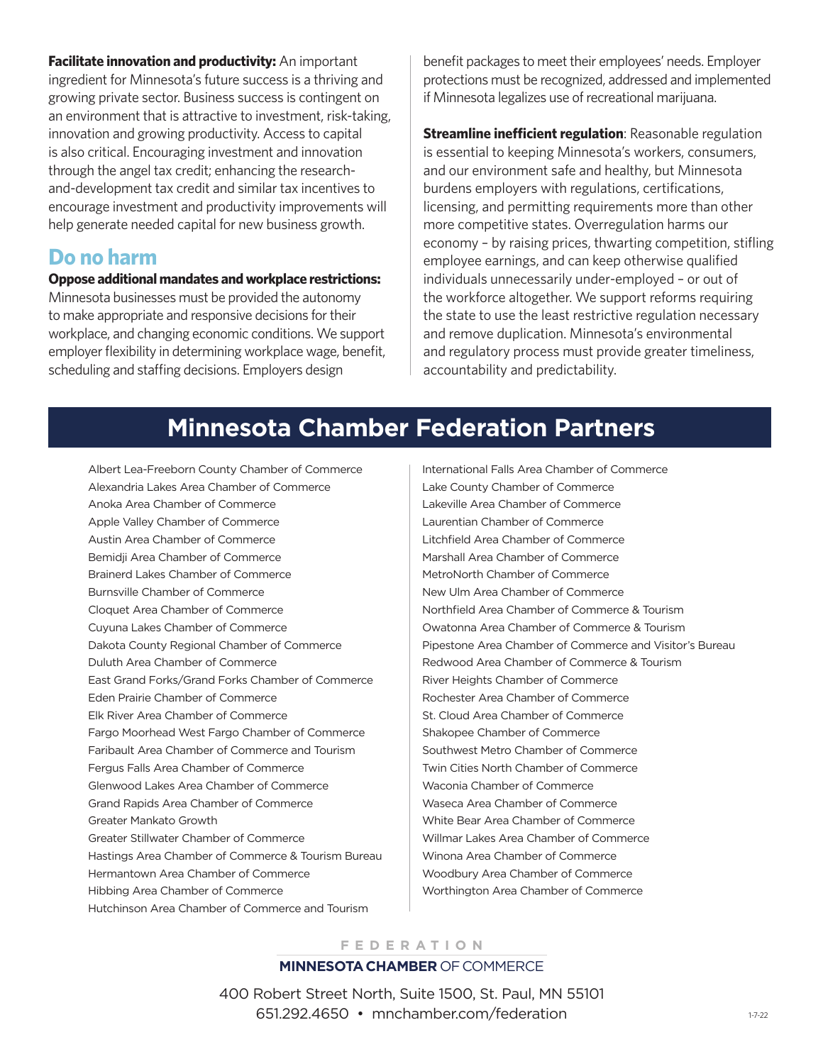**Facilitate innovation and productivity:** An important ingredient for Minnesota's future success is a thriving and growing private sector. Business success is contingent on an environment that is attractive to investment, risk-taking, innovation and growing productivity. Access to capital is also critical. Encouraging investment and innovation through the angel tax credit; enhancing the research-and-development tax credit and similar tax incentives to encourage investment and productivity improvements will help generate needed capital for new business growth.

## Do no harm

**Oppose additional mandates and workplace restrictions:** Minnesota businesses must be provided the autonomy to make appropriate and responsive decisions for their workplace, and changing economic conditions. We support employer flexibility in determining workplace wage, benefit, scheduling and staffing decisions. Employers design benefit packages to meet their employees' needs. Employer protections must be recognized, addressed and implemented if Minnesota legalizes use of recreational marijuana.

**Streamline inefficient regulation**: Reasonable regulation is essential to keeping Minnesota's workers, consumers, and our environment safe and healthy, but Minnesota burdens employers with regulations, certifications, licensing, and permitting requirements more than other more competitive states. Overregulation harms our economy – by raising prices, thwarting competition, stifling employee earnings, and can keep otherwise qualified individuals unnecessarily under-employed – or out of the workforce altogether. We support reforms requiring the state to use the least restrictive regulation necessary and remove duplication. Minnesota's environmental and regulatory process must provide greater timeliness, accountability and predictability.

## Minnesota Chamber Federation Partners

- Albert Lea-Freeborn County Chamber of Commerce
- Alexandria Lakes Area Chamber of Commerce
- Anoka Area Chamber of Commerce
- Apple Valley Chamber of Commerce
- Austin Area Chamber of Commerce
- Bemidji Area Chamber of Commerce
- Brainerd Lakes Chamber of Commerce
- Burnsville Chamber of Commerce
- Cloquet Area Chamber of Commerce
- Cuyuna Lakes Chamber of Commerce
- Dakota County Regional Chamber of Commerce
- Duluth Area Chamber of Commerce
- East Grand Forks/Grand Forks Chamber of Commerce
- Eden Prairie Chamber of Commerce
- Elk River Area Chamber of Commerce
- Fargo Moorhead West Fargo Chamber of Commerce
- Faribault Area Chamber of Commerce and Tourism
- Fergus Falls Area Chamber of Commerce
- Glenwood Lakes Area Chamber of Commerce
- Grand Rapids Area Chamber of Commerce
- Greater Mankato Growth
- Greater Stillwater Chamber of Commerce
- Hastings Area Chamber of Commerce & Tourism Bureau
- Hermantown Area Chamber of Commerce
- Hibbing Area Chamber of Commerce
- Hutchinson Area Chamber of Commerce and Tourism
- International Falls Area Chamber of Commerce
- Lake County Chamber of Commerce
- Lakeville Area Chamber of Commerce
- Laurentian Chamber of Commerce
- Litchfield Area Chamber of Commerce
- Marshall Area Chamber of Commerce
- MetroNorth Chamber of Commerce
- New Ulm Area Chamber of Commerce
- Northfield Area Chamber of Commerce & Tourism
- Owatonna Area Chamber of Commerce & Tourism
- Pipestone Area Chamber of Commerce and Visitor's Bureau
- Redwood Area Chamber of Commerce & Tourism
- River Heights Chamber of Commerce
- Rochester Area Chamber of Commerce
- St. Cloud Area Chamber of Commerce
- Shakopee Chamber of Commerce
- Southwest Metro Chamber of Commerce
- Twin Cities North Chamber of Commerce
- Waconia Chamber of Commerce
- Waseca Area Chamber of Commerce
- White Bear Area Chamber of Commerce
- Willmar Lakes Area Chamber of Commerce
- Winona Area Chamber of Commerce
- Woodbury Area Chamber of Commerce
- Worthington Area Chamber of Commerce

FEDERATION

**MINNESOTA CHAMBER** OF COMMERCE

400 Robert Street North, Suite 1500, St. Paul, MN 55101

651.292.4650 • mnchamber.com/federation

1-7-22